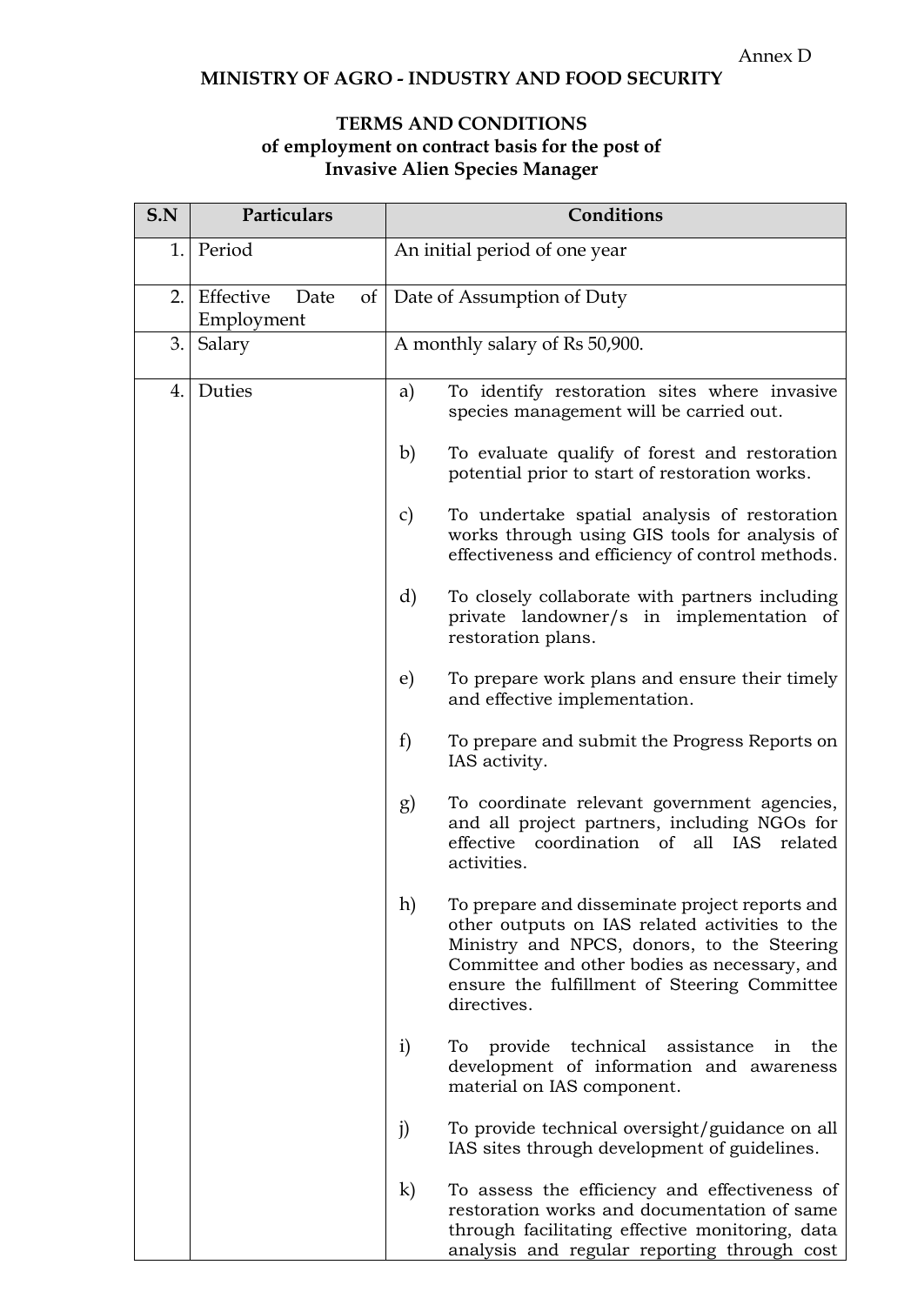Annex D

**MINISTRY OF AGRO - INDUSTRY AND FOOD SECURITY**

**TERMS AND CONDITIONS**
**of employment on contract basis for the post of**
**Invasive Alien Species Manager**

| S.N | Particulars | Conditions |
|---|---|---|
| 1. | Period | An initial period of one year |
| 2. | Effective Date of Employment | Date of Assumption of Duty |
| 3. | Salary | A monthly salary of Rs 50,900. |
| 4. | Duties | a) To identify restoration sites where invasive species management will be carried out.<br><br>b) To evaluate qualify of forest and restoration potential prior to start of restoration works.<br><br>c) To undertake spatial analysis of restoration works through using GIS tools for analysis of effectiveness and efficiency of control methods.<br><br>d) To closely collaborate with partners including private landowner/s in implementation of restoration plans.<br><br>e) To prepare work plans and ensure their timely and effective implementation.<br><br>f) To prepare and submit the Progress Reports on IAS activity.<br><br>g) To coordinate relevant government agencies, and all project partners, including NGOs for effective coordination of all IAS related activities.<br><br>h) To prepare and disseminate project reports and other outputs on IAS related activities to the Ministry and NPCS, donors, to the Steering Committee and other bodies as necessary, and ensure the fulfillment of Steering Committee directives.<br><br>i) To provide technical assistance in the development of information and awareness material on IAS component.<br><br>j) To provide technical oversight/guidance on all IAS sites through development of guidelines.<br><br>k) To assess the efficiency and effectiveness of restoration works and documentation of same through facilitating effective monitoring, data analysis and regular reporting through cost |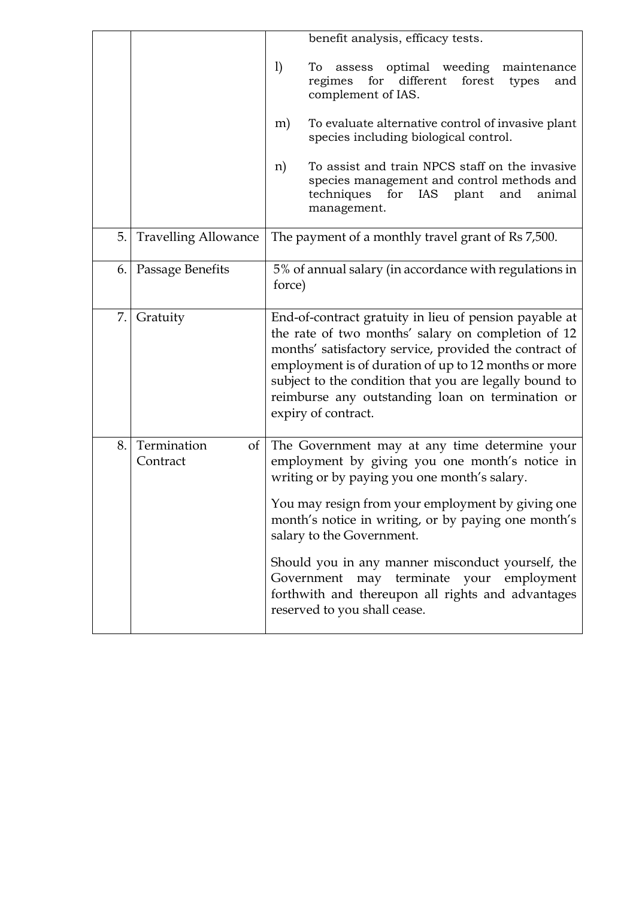| | | |
|---|---|---|
| | | benefit analysis, efficacy tests.<br><br>l) To assess optimal weeding maintenance regimes for different forest types and complement of IAS.<br><br>m) To evaluate alternative control of invasive plant species including biological control.<br><br>n) To assist and train NPCS staff on the invasive species management and control methods and techniques for IAS plant and animal management. |
| 5. | Travelling Allowance | The payment of a monthly travel grant of Rs 7,500. |
| 6. | Passage Benefits | 5% of annual salary (in accordance with regulations in force) |
| 7. | Gratuity | End-of-contract gratuity in lieu of pension payable at the rate of two months' salary on completion of 12 months' satisfactory service, provided the contract of employment is of duration of up to 12 months or more subject to the condition that you are legally bound to reimburse any outstanding loan on termination or expiry of contract. |
| 8. | Termination of Contract | The Government may at any time determine your employment by giving you one month's notice in writing or by paying you one month's salary.<br><br>You may resign from your employment by giving one month's notice in writing, or by paying one month's salary to the Government.<br><br>Should you in any manner misconduct yourself, the Government may terminate your employment forthwith and thereupon all rights and advantages reserved to you shall cease. |